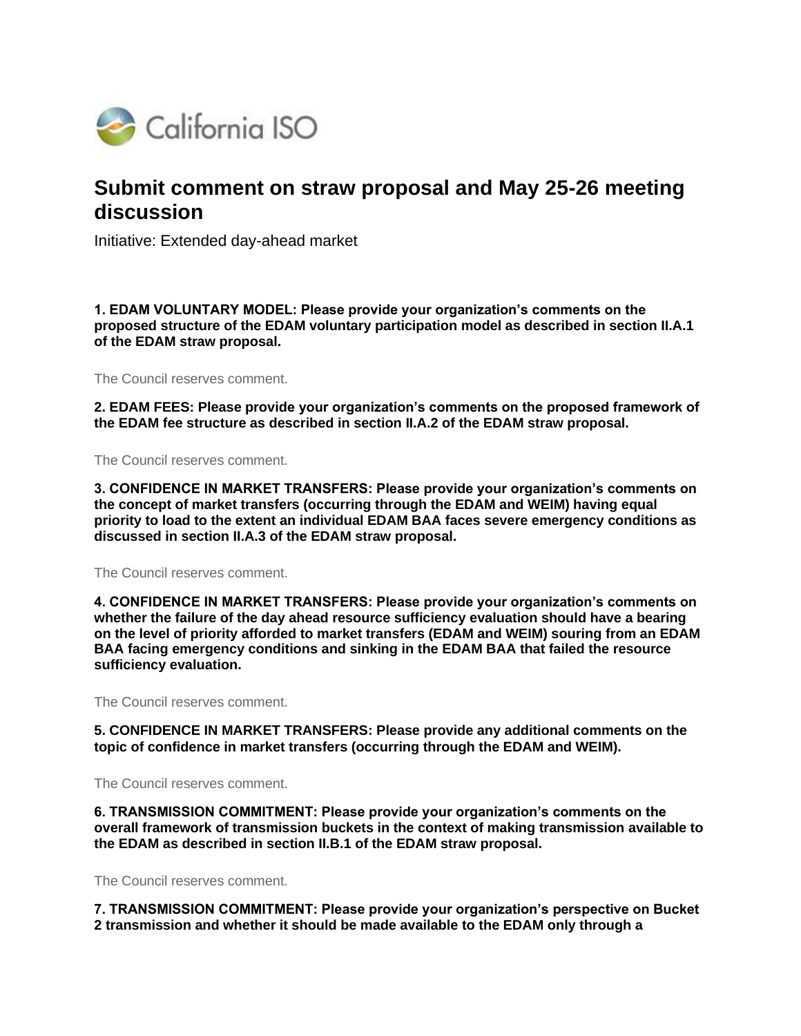California ISO

# Submit comment on straw proposal and May 25-26 meeting discussion

Initiative: Extended day-ahead market

**1. EDAM VOLUNTARY MODEL: Please provide your organization's comments on the proposed structure of the EDAM voluntary participation model as described in section II.A.1 of the EDAM straw proposal.**

The Council reserves comment.

**2. EDAM FEES: Please provide your organization's comments on the proposed framework of the EDAM fee structure as described in section II.A.2 of the EDAM straw proposal.**

The Council reserves comment.

**3. CONFIDENCE IN MARKET TRANSFERS: Please provide your organization's comments on the concept of market transfers (occurring through the EDAM and WEIM) having equal priority to load to the extent an individual EDAM BAA faces severe emergency conditions as discussed in section II.A.3 of the EDAM straw proposal.**

The Council reserves comment.

**4. CONFIDENCE IN MARKET TRANSFERS: Please provide your organization's comments on whether the failure of the day ahead resource sufficiency evaluation should have a bearing on the level of priority afforded to market transfers (EDAM and WEIM) souring from an EDAM BAA facing emergency conditions and sinking in the EDAM BAA that failed the resource sufficiency evaluation.**

The Council reserves comment.

**5. CONFIDENCE IN MARKET TRANSFERS: Please provide any additional comments on the topic of confidence in market transfers (occurring through the EDAM and WEIM).**

The Council reserves comment.

**6. TRANSMISSION COMMITMENT: Please provide your organization's comments on the overall framework of transmission buckets in the context of making transmission available to the EDAM as described in section II.B.1 of the EDAM straw proposal.**

The Council reserves comment.

**7. TRANSMISSION COMMITMENT: Please provide your organization's perspective on Bucket 2 transmission and whether it should be made available to the EDAM only through a**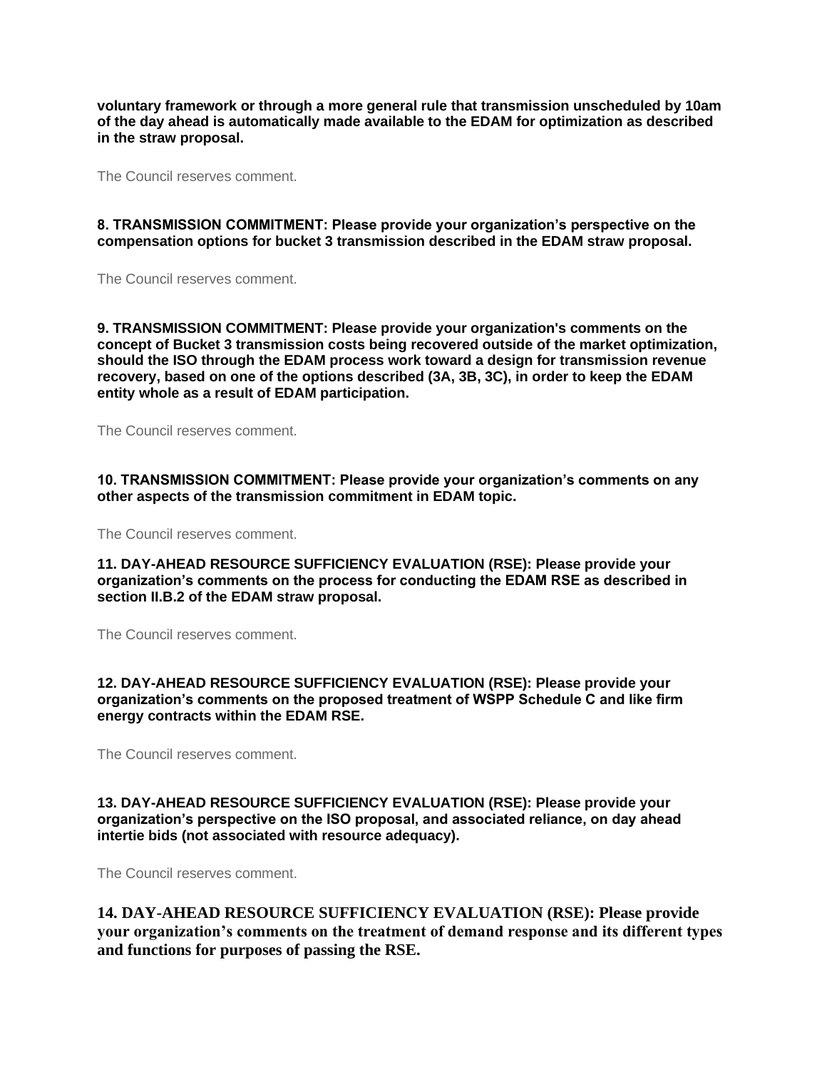**voluntary framework or through a more general rule that transmission unscheduled by 10am of the day ahead is automatically made available to the EDAM for optimization as described in the straw proposal.**

The Council reserves comment.

**8. TRANSMISSION COMMITMENT: Please provide your organization's perspective on the compensation options for bucket 3 transmission described in the EDAM straw proposal.**

The Council reserves comment.

**9. TRANSMISSION COMMITMENT: Please provide your organization's comments on the concept of Bucket 3 transmission costs being recovered outside of the market optimization, should the ISO through the EDAM process work toward a design for transmission revenue recovery, based on one of the options described (3A, 3B, 3C), in order to keep the EDAM entity whole as a result of EDAM participation.**

The Council reserves comment.

**10. TRANSMISSION COMMITMENT: Please provide your organization's comments on any other aspects of the transmission commitment in EDAM topic.**

The Council reserves comment.

**11. DAY-AHEAD RESOURCE SUFFICIENCY EVALUATION (RSE): Please provide your organization's comments on the process for conducting the EDAM RSE as described in section II.B.2 of the EDAM straw proposal.**

The Council reserves comment.

**12. DAY-AHEAD RESOURCE SUFFICIENCY EVALUATION (RSE): Please provide your organization's comments on the proposed treatment of WSPP Schedule C and like firm energy contracts within the EDAM RSE.**

The Council reserves comment.

**13. DAY-AHEAD RESOURCE SUFFICIENCY EVALUATION (RSE): Please provide your organization's perspective on the ISO proposal, and associated reliance, on day ahead intertie bids (not associated with resource adequacy).**

The Council reserves comment.

**14. DAY-AHEAD RESOURCE SUFFICIENCY EVALUATION (RSE): Please provide your organization's comments on the treatment of demand response and its different types and functions for purposes of passing the RSE.**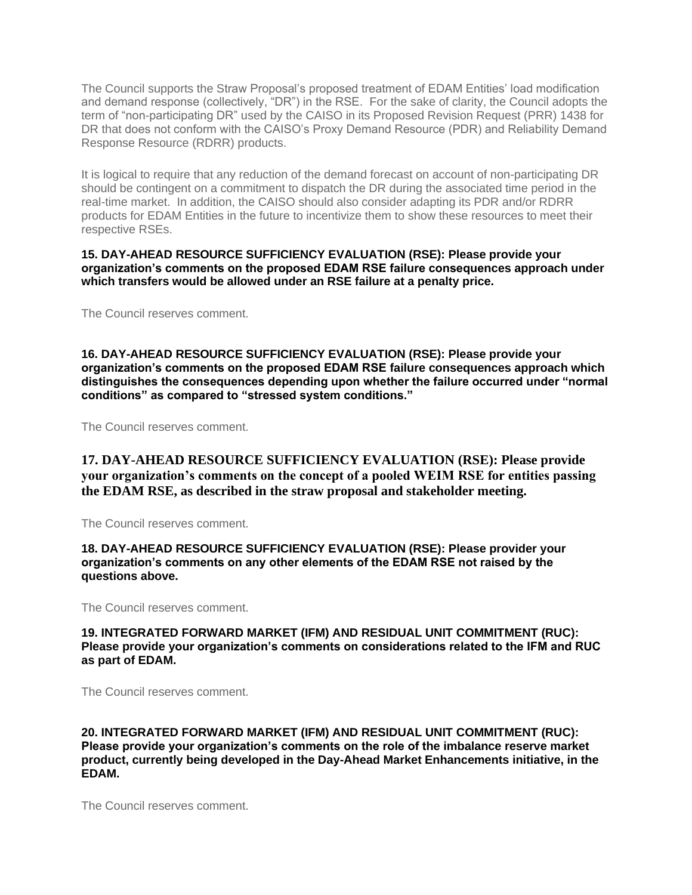The Council supports the Straw Proposal's proposed treatment of EDAM Entities' load modification and demand response (collectively, "DR") in the RSE. For the sake of clarity, the Council adopts the term of "non-participating DR" used by the CAISO in its Proposed Revision Request (PRR) 1438 for DR that does not conform with the CAISO's Proxy Demand Resource (PDR) and Reliability Demand Response Resource (RDRR) products.

It is logical to require that any reduction of the demand forecast on account of non-participating DR should be contingent on a commitment to dispatch the DR during the associated time period in the real-time market. In addition, the CAISO should also consider adapting its PDR and/or RDRR products for EDAM Entities in the future to incentivize them to show these resources to meet their respective RSEs.

**15. DAY-AHEAD RESOURCE SUFFICIENCY EVALUATION (RSE): Please provide your organization's comments on the proposed EDAM RSE failure consequences approach under which transfers would be allowed under an RSE failure at a penalty price.**

The Council reserves comment.

**16. DAY-AHEAD RESOURCE SUFFICIENCY EVALUATION (RSE): Please provide your organization's comments on the proposed EDAM RSE failure consequences approach which distinguishes the consequences depending upon whether the failure occurred under "normal conditions" as compared to "stressed system conditions."**

The Council reserves comment.

**17. DAY-AHEAD RESOURCE SUFFICIENCY EVALUATION (RSE): Please provide your organization's comments on the concept of a pooled WEIM RSE for entities passing the EDAM RSE, as described in the straw proposal and stakeholder meeting.**

The Council reserves comment.

**18. DAY-AHEAD RESOURCE SUFFICIENCY EVALUATION (RSE): Please provider your organization's comments on any other elements of the EDAM RSE not raised by the questions above.**

The Council reserves comment.

**19. INTEGRATED FORWARD MARKET (IFM) AND RESIDUAL UNIT COMMITMENT (RUC): Please provide your organization's comments on considerations related to the IFM and RUC as part of EDAM.**

The Council reserves comment.

**20. INTEGRATED FORWARD MARKET (IFM) AND RESIDUAL UNIT COMMITMENT (RUC): Please provide your organization's comments on the role of the imbalance reserve market product, currently being developed in the Day-Ahead Market Enhancements initiative, in the EDAM.**

The Council reserves comment.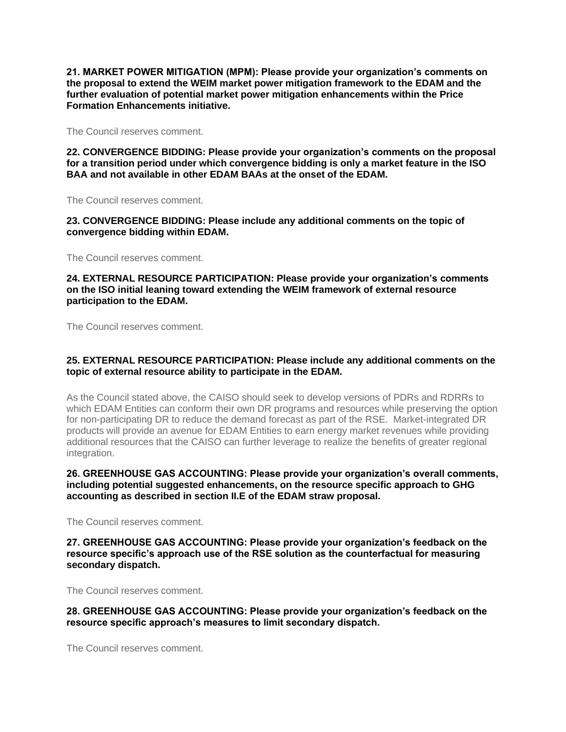**21. MARKET POWER MITIGATION (MPM): Please provide your organization's comments on the proposal to extend the WEIM market power mitigation framework to the EDAM and the further evaluation of potential market power mitigation enhancements within the Price Formation Enhancements initiative.**

The Council reserves comment.

**22. CONVERGENCE BIDDING: Please provide your organization's comments on the proposal for a transition period under which convergence bidding is only a market feature in the ISO BAA and not available in other EDAM BAAs at the onset of the EDAM.**

The Council reserves comment.

**23. CONVERGENCE BIDDING: Please include any additional comments on the topic of convergence bidding within EDAM.**

The Council reserves comment.

**24. EXTERNAL RESOURCE PARTICIPATION: Please provide your organization's comments on the ISO initial leaning toward extending the WEIM framework of external resource participation to the EDAM.**

The Council reserves comment.

**25. EXTERNAL RESOURCE PARTICIPATION: Please include any additional comments on the topic of external resource ability to participate in the EDAM.**

As the Council stated above, the CAISO should seek to develop versions of PDRs and RDRRs to which EDAM Entities can conform their own DR programs and resources while preserving the option for non-participating DR to reduce the demand forecast as part of the RSE. Market-integrated DR products will provide an avenue for EDAM Entities to earn energy market revenues while providing additional resources that the CAISO can further leverage to realize the benefits of greater regional integration.

**26. GREENHOUSE GAS ACCOUNTING: Please provide your organization's overall comments, including potential suggested enhancements, on the resource specific approach to GHG accounting as described in section II.E of the EDAM straw proposal.**

The Council reserves comment.

**27. GREENHOUSE GAS ACCOUNTING: Please provide your organization's feedback on the resource specific's approach use of the RSE solution as the counterfactual for measuring secondary dispatch.**

The Council reserves comment.

**28. GREENHOUSE GAS ACCOUNTING: Please provide your organization's feedback on the resource specific approach's measures to limit secondary dispatch.**

The Council reserves comment.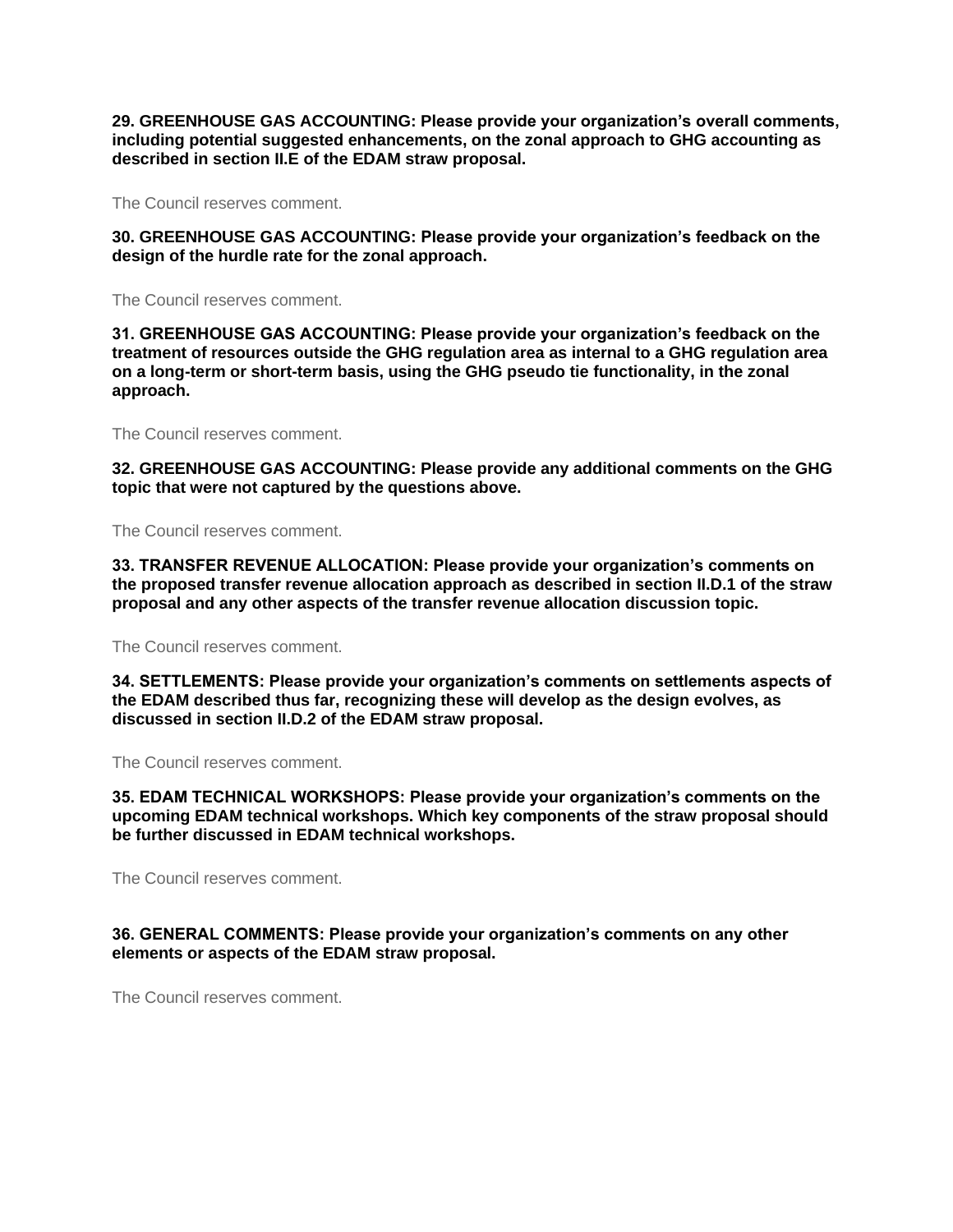**29. GREENHOUSE GAS ACCOUNTING: Please provide your organization's overall comments, including potential suggested enhancements, on the zonal approach to GHG accounting as described in section II.E of the EDAM straw proposal.**

The Council reserves comment.

**30. GREENHOUSE GAS ACCOUNTING: Please provide your organization's feedback on the design of the hurdle rate for the zonal approach.**

The Council reserves comment.

**31. GREENHOUSE GAS ACCOUNTING: Please provide your organization's feedback on the treatment of resources outside the GHG regulation area as internal to a GHG regulation area on a long-term or short-term basis, using the GHG pseudo tie functionality, in the zonal approach.**

The Council reserves comment.

**32. GREENHOUSE GAS ACCOUNTING: Please provide any additional comments on the GHG topic that were not captured by the questions above.**

The Council reserves comment.

**33. TRANSFER REVENUE ALLOCATION: Please provide your organization's comments on the proposed transfer revenue allocation approach as described in section II.D.1 of the straw proposal and any other aspects of the transfer revenue allocation discussion topic.**

The Council reserves comment.

**34. SETTLEMENTS: Please provide your organization's comments on settlements aspects of the EDAM described thus far, recognizing these will develop as the design evolves, as discussed in section II.D.2 of the EDAM straw proposal.**

The Council reserves comment.

**35. EDAM TECHNICAL WORKSHOPS: Please provide your organization's comments on the upcoming EDAM technical workshops. Which key components of the straw proposal should be further discussed in EDAM technical workshops.**

The Council reserves comment.

**36. GENERAL COMMENTS: Please provide your organization's comments on any other elements or aspects of the EDAM straw proposal.**

The Council reserves comment.